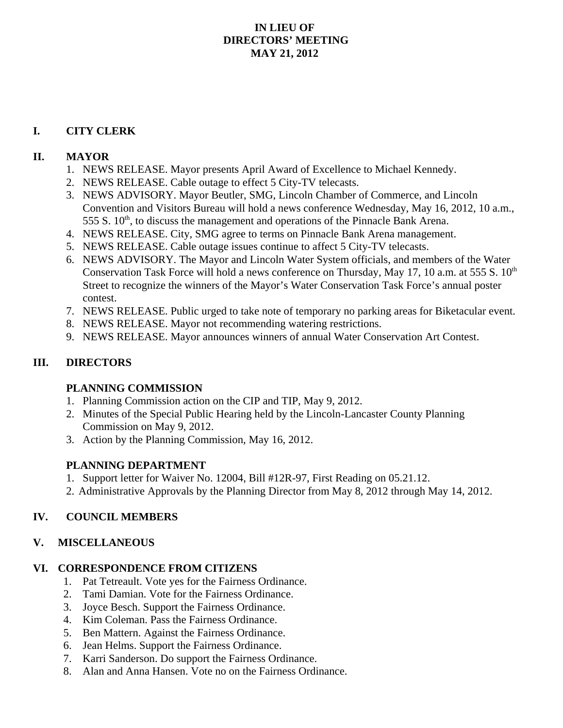# IN LIEU OF
# DIRECTORS' MEETING
# MAY 21, 2012

## I. CITY CLERK

## II. MAYOR

1. NEWS RELEASE. Mayor presents April Award of Excellence to Michael Kennedy.
2. NEWS RELEASE. Cable outage to effect 5 City-TV telecasts.
3. NEWS ADVISORY. Mayor Beutler, SMG, Lincoln Chamber of Commerce, and Lincoln Convention and Visitors Bureau will hold a news conference Wednesday, May 16, 2012, 10 a.m., 555 S. 10th, to discuss the management and operations of the Pinnacle Bank Arena.
4. NEWS RELEASE. City, SMG agree to terms on Pinnacle Bank Arena management.
5. NEWS RELEASE. Cable outage issues continue to affect 5 City-TV telecasts.
6. NEWS ADVISORY. The Mayor and Lincoln Water System officials, and members of the Water Conservation Task Force will hold a news conference on Thursday, May 17, 10 a.m. at 555 S. 10th Street to recognize the winners of the Mayor's Water Conservation Task Force's annual poster contest.
7. NEWS RELEASE. Public urged to take note of temporary no parking areas for Biketacular event.
8. NEWS RELEASE. Mayor not recommending watering restrictions.
9. NEWS RELEASE. Mayor announces winners of annual Water Conservation Art Contest.

## III. DIRECTORS

### PLANNING COMMISSION

1. Planning Commission action on the CIP and TIP, May 9, 2012.
2. Minutes of the Special Public Hearing held by the Lincoln-Lancaster County Planning Commission on May 9, 2012.
3. Action by the Planning Commission, May 16, 2012.

### PLANNING DEPARTMENT

1. Support letter for Waiver No. 12004, Bill #12R-97, First Reading on 05.21.12.
2. Administrative Approvals by the Planning Director from May 8, 2012 through May 14, 2012.

## IV. COUNCIL MEMBERS

## V. MISCELLANEOUS

## VI. CORRESPONDENCE FROM CITIZENS

1. Pat Tetreault. Vote yes for the Fairness Ordinance.
2. Tami Damian. Vote for the Fairness Ordinance.
3. Joyce Besch. Support the Fairness Ordinance.
4. Kim Coleman. Pass the Fairness Ordinance.
5. Ben Mattern. Against the Fairness Ordinance.
6. Jean Helms. Support the Fairness Ordinance.
7. Karri Sanderson. Do support the Fairness Ordinance.
8. Alan and Anna Hansen. Vote no on the Fairness Ordinance.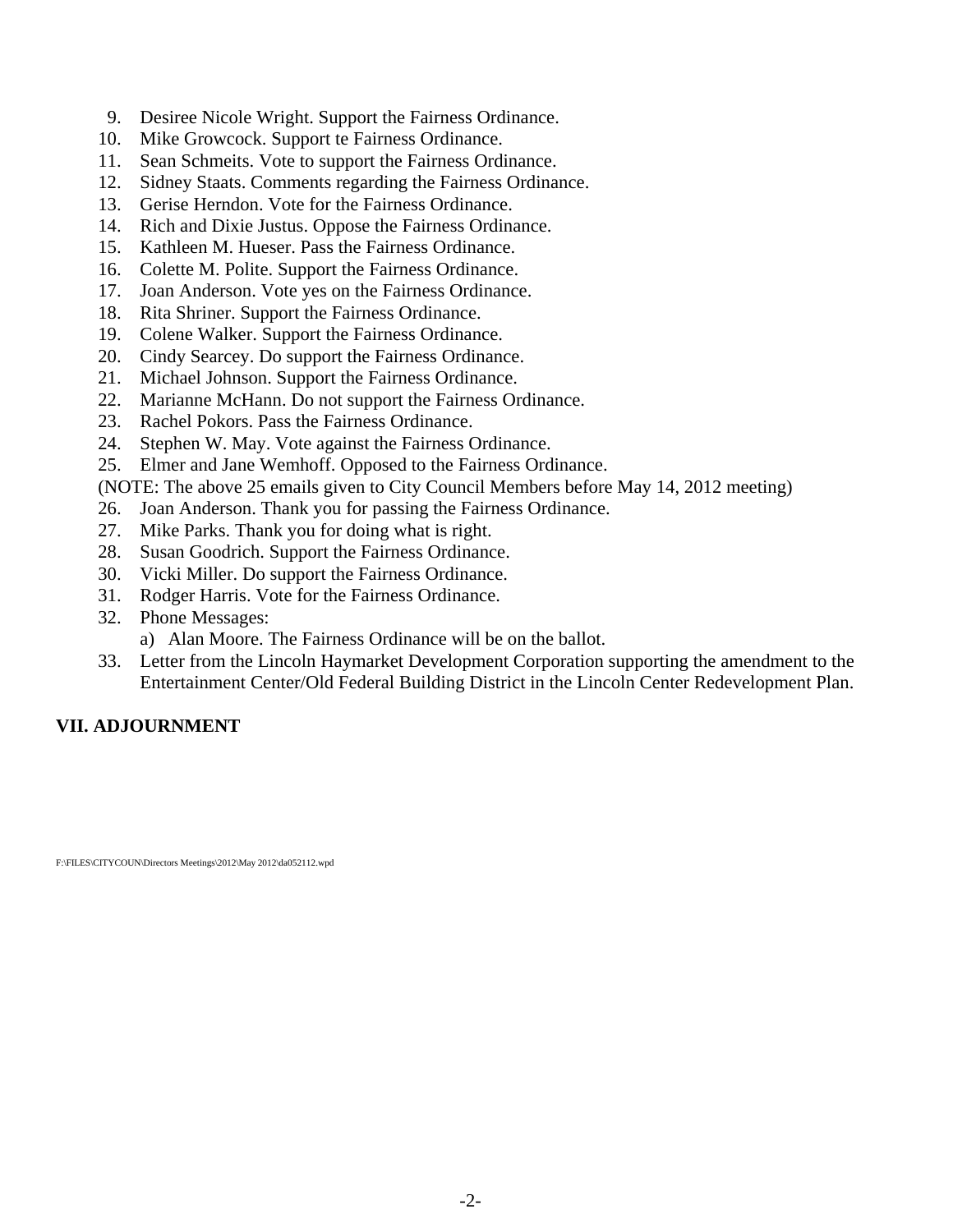9. Desiree Nicole Wright. Support the Fairness Ordinance.
10. Mike Growcock. Support te Fairness Ordinance.
11. Sean Schmeits. Vote to support the Fairness Ordinance.
12. Sidney Staats. Comments regarding the Fairness Ordinance.
13. Gerise Herndon. Vote for the Fairness Ordinance.
14. Rich and Dixie Justus. Oppose the Fairness Ordinance.
15. Kathleen M. Hueser. Pass the Fairness Ordinance.
16. Colette M. Polite. Support the Fairness Ordinance.
17. Joan Anderson. Vote yes on the Fairness Ordinance.
18. Rita Shriner. Support the Fairness Ordinance.
19. Colene Walker. Support the Fairness Ordinance.
20. Cindy Searcey. Do support the Fairness Ordinance.
21. Michael Johnson. Support the Fairness Ordinance.
22. Marianne McHann. Do not support the Fairness Ordinance.
23. Rachel Pokors. Pass the Fairness Ordinance.
24. Stephen W. May. Vote against the Fairness Ordinance.
25. Elmer and Jane Wemhoff. Opposed to the Fairness Ordinance.

(NOTE: The above 25 emails given to City Council Members before May 14, 2012 meeting)

26. Joan Anderson. Thank you for passing the Fairness Ordinance.
27. Mike Parks. Thank you for doing what is right.
28. Susan Goodrich. Support the Fairness Ordinance.
30. Vicki Miller. Do support the Fairness Ordinance.
31. Rodger Harris. Vote for the Fairness Ordinance.
32. Phone Messages:
    a) Alan Moore. The Fairness Ordinance will be on the ballot.
33. Letter from the Lincoln Haymarket Development Corporation supporting the amendment to the Entertainment Center/Old Federal Building District in the Lincoln Center Redevelopment Plan.

## VII. ADJOURNMENT

F:\FILES\CITYCOUN\Directors Meetings\2012\May 2012\da052112.wpd